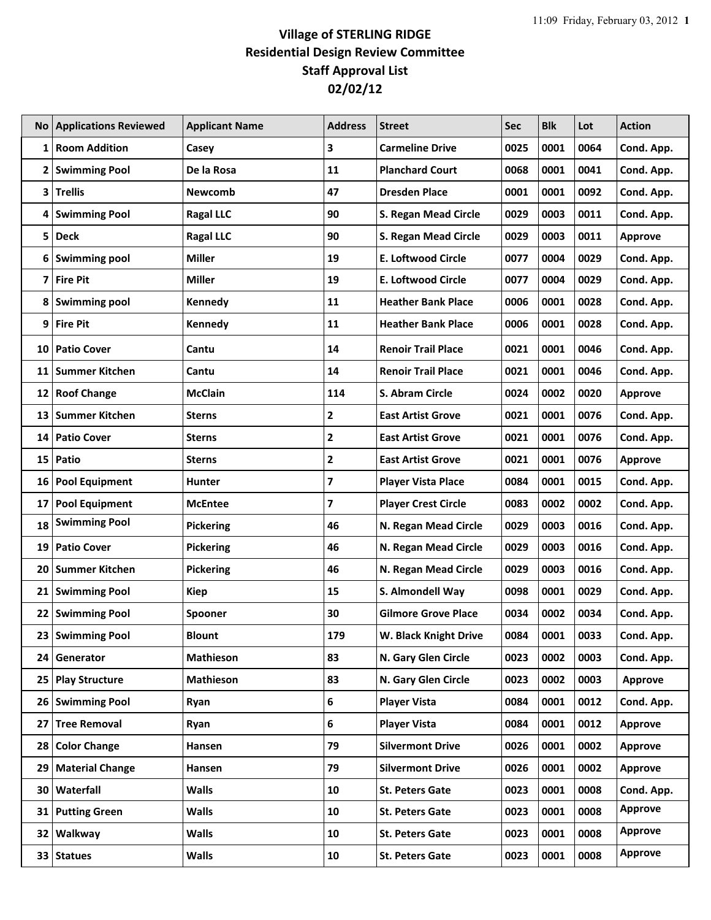# Village of STERLING RIDGE
## Residential Design Review Committee
## Staff Approval List
## 02/02/12

| No | Applications Reviewed | Applicant Name | Address | Street | Sec | Blk | Lot | Action |
|---|---|---|---|---|---|---|---|---|
| 1 | Room Addition | Casey | 3 | Carmeline Drive | 0025 | 0001 | 0064 | Cond. App. |
| 2 | Swimming Pool | De la Rosa | 11 | Planchard Court | 0068 | 0001 | 0041 | Cond. App. |
| 3 | Trellis | Newcomb | 47 | Dresden Place | 0001 | 0001 | 0092 | Cond. App. |
| 4 | Swimming Pool | Ragal LLC | 90 | S. Regan Mead Circle | 0029 | 0003 | 0011 | Cond. App. |
| 5 | Deck | Ragal LLC | 90 | S. Regan Mead Circle | 0029 | 0003 | 0011 | Approve |
| 6 | Swimming pool | Miller | 19 | E. Loftwood Circle | 0077 | 0004 | 0029 | Cond. App. |
| 7 | Fire Pit | Miller | 19 | E. Loftwood Circle | 0077 | 0004 | 0029 | Cond. App. |
| 8 | Swimming pool | Kennedy | 11 | Heather Bank Place | 0006 | 0001 | 0028 | Cond. App. |
| 9 | Fire Pit | Kennedy | 11 | Heather Bank Place | 0006 | 0001 | 0028 | Cond. App. |
| 10 | Patio Cover | Cantu | 14 | Renoir Trail Place | 0021 | 0001 | 0046 | Cond. App. |
| 11 | Summer Kitchen | Cantu | 14 | Renoir Trail Place | 0021 | 0001 | 0046 | Cond. App. |
| 12 | Roof Change | McClain | 114 | S. Abram Circle | 0024 | 0002 | 0020 | Approve |
| 13 | Summer Kitchen | Sterns | 2 | East Artist Grove | 0021 | 0001 | 0076 | Cond. App. |
| 14 | Patio Cover | Sterns | 2 | East Artist Grove | 0021 | 0001 | 0076 | Cond. App. |
| 15 | Patio | Sterns | 2 | East Artist Grove | 0021 | 0001 | 0076 | Approve |
| 16 | Pool Equipment | Hunter | 7 | Player Vista Place | 0084 | 0001 | 0015 | Cond. App. |
| 17 | Pool Equipment | McEntee | 7 | Player Crest Circle | 0083 | 0002 | 0002 | Cond. App. |
| 18 | Swimming Pool | Pickering | 46 | N. Regan Mead Circle | 0029 | 0003 | 0016 | Cond. App. |
| 19 | Patio Cover | Pickering | 46 | N. Regan Mead Circle | 0029 | 0003 | 0016 | Cond. App. |
| 20 | Summer Kitchen | Pickering | 46 | N. Regan Mead Circle | 0029 | 0003 | 0016 | Cond. App. |
| 21 | Swimming Pool | Kiep | 15 | S. Almondell Way | 0098 | 0001 | 0029 | Cond. App. |
| 22 | Swimming Pool | Spooner | 30 | Gilmore Grove Place | 0034 | 0002 | 0034 | Cond. App. |
| 23 | Swimming Pool | Blount | 179 | W. Black Knight Drive | 0084 | 0001 | 0033 | Cond. App. |
| 24 | Generator | Mathieson | 83 | N. Gary Glen Circle | 0023 | 0002 | 0003 | Cond. App. |
| 25 | Play Structure | Mathieson | 83 | N. Gary Glen Circle | 0023 | 0002 | 0003 | Approve |
| 26 | Swimming Pool | Ryan | 6 | Player Vista | 0084 | 0001 | 0012 | Cond. App. |
| 27 | Tree Removal | Ryan | 6 | Player Vista | 0084 | 0001 | 0012 | Approve |
| 28 | Color Change | Hansen | 79 | Silvermont Drive | 0026 | 0001 | 0002 | Approve |
| 29 | Material Change | Hansen | 79 | Silvermont Drive | 0026 | 0001 | 0002 | Approve |
| 30 | Waterfall | Walls | 10 | St. Peters Gate | 0023 | 0001 | 0008 | Cond. App. |
| 31 | Putting Green | Walls | 10 | St. Peters Gate | 0023 | 0001 | 0008 | Approve |
| 32 | Walkway | Walls | 10 | St. Peters Gate | 0023 | 0001 | 0008 | Approve |
| 33 | Statues | Walls | 10 | St. Peters Gate | 0023 | 0001 | 0008 | Approve |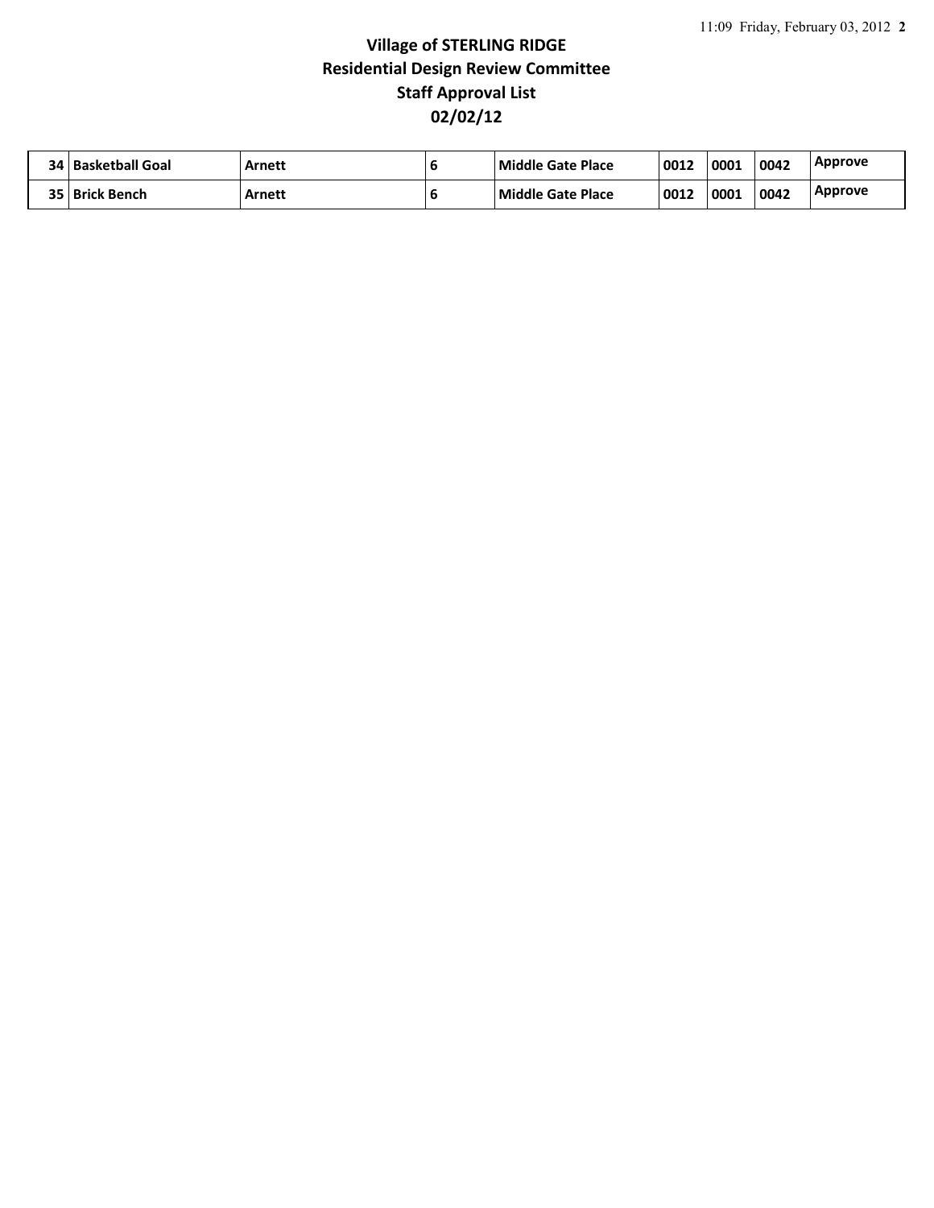# Village of STERLING RIDGE
## Residential Design Review Committee
## Staff Approval List
## 02/02/12

| | | | | | | | | |
|---|---|---|---|---|---|---|---|---|
| 34 | Basketball Goal | Arnett | 6 | Middle Gate Place | 0012 | 0001 | 0042 | Approve |
| 35 | Brick Bench | Arnett | 6 | Middle Gate Place | 0012 | 0001 | 0042 | Approve |